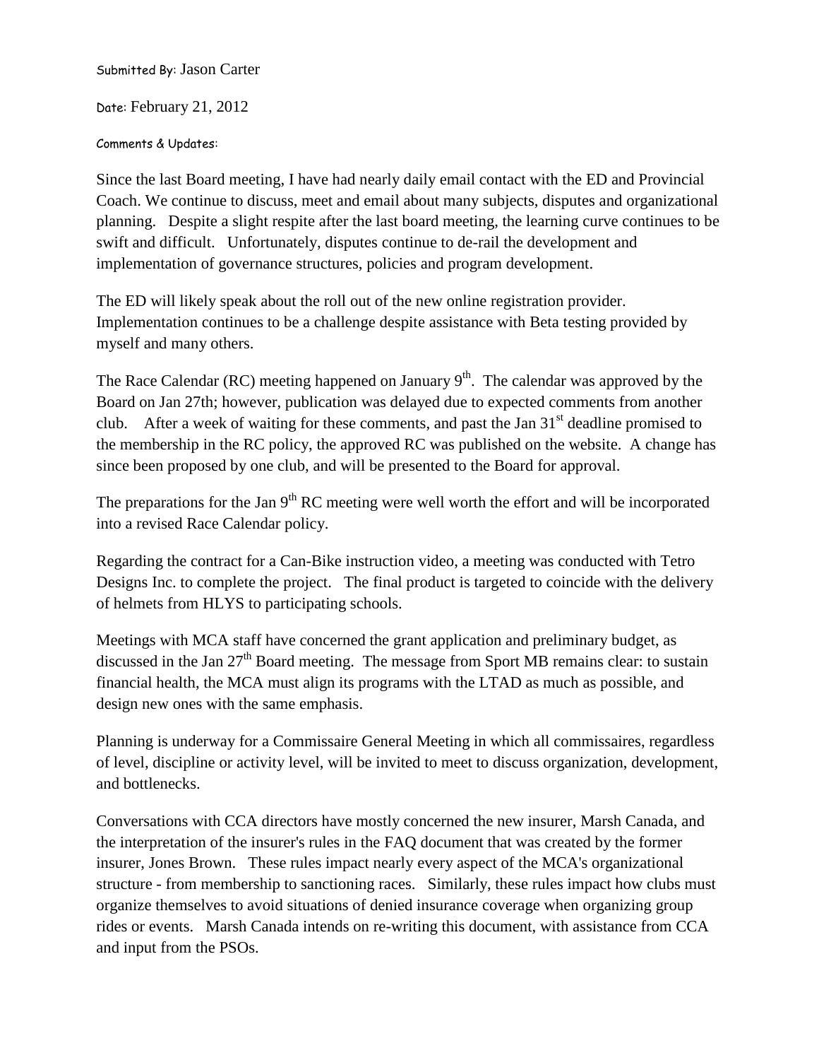Submitted By: Jason Carter

Date: February 21, 2012

Comments & Updates:

Since the last Board meeting, I have had nearly daily email contact with the ED and Provincial Coach. We continue to discuss, meet and email about many subjects, disputes and organizational planning. Despite a slight respite after the last board meeting, the learning curve continues to be swift and difficult. Unfortunately, disputes continue to de-rail the development and implementation of governance structures, policies and program development.

The ED will likely speak about the roll out of the new online registration provider. Implementation continues to be a challenge despite assistance with Beta testing provided by myself and many others.

The Race Calendar (RC) meeting happened on January 9th. The calendar was approved by the Board on Jan 27th; however, publication was delayed due to expected comments from another club. After a week of waiting for these comments, and past the Jan 31st deadline promised to the membership in the RC policy, the approved RC was published on the website. A change has since been proposed by one club, and will be presented to the Board for approval.

The preparations for the Jan 9th RC meeting were well worth the effort and will be incorporated into a revised Race Calendar policy.

Regarding the contract for a Can-Bike instruction video, a meeting was conducted with Tetro Designs Inc. to complete the project. The final product is targeted to coincide with the delivery of helmets from HLYS to participating schools.

Meetings with MCA staff have concerned the grant application and preliminary budget, as discussed in the Jan 27th Board meeting. The message from Sport MB remains clear: to sustain financial health, the MCA must align its programs with the LTAD as much as possible, and design new ones with the same emphasis.

Planning is underway for a Commissaire General Meeting in which all commissaires, regardless of level, discipline or activity level, will be invited to meet to discuss organization, development, and bottlenecks.

Conversations with CCA directors have mostly concerned the new insurer, Marsh Canada, and the interpretation of the insurer's rules in the FAQ document that was created by the former insurer, Jones Brown. These rules impact nearly every aspect of the MCA's organizational structure - from membership to sanctioning races. Similarly, these rules impact how clubs must organize themselves to avoid situations of denied insurance coverage when organizing group rides or events. Marsh Canada intends on re-writing this document, with assistance from CCA and input from the PSOs.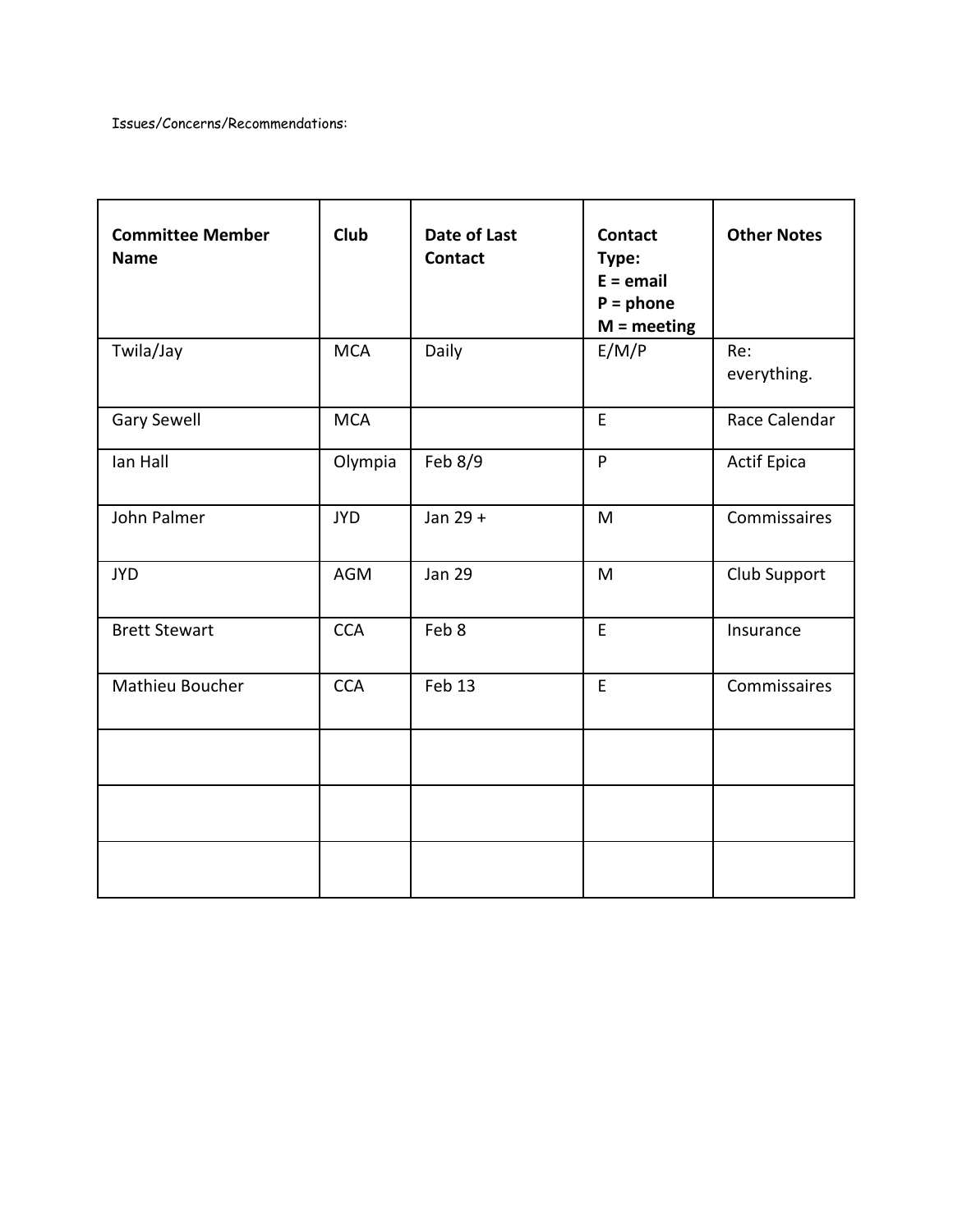Issues/Concerns/Recommendations:

| **Committee Member Name** | **Club** | **Date of Last Contact** | **Contact Type: E = email P = phone M = meeting** | **Other Notes** |
|---|---|---|---|---|
| Twila/Jay | MCA | Daily | E/M/P | Re: everything. |
| Gary Sewell | MCA | | E | Race Calendar |
| Ian Hall | Olympia | Feb 8/9 | P | Actif Epica |
| John Palmer | JYD | Jan 29 + | M | Commissaires |
| JYD | AGM | Jan 29 | M | Club Support |
| Brett Stewart | CCA | Feb 8 | E | Insurance |
| Mathieu Boucher | CCA | Feb 13 | E | Commissaires |
| | | | | |
| | | | | |
| | | | | |